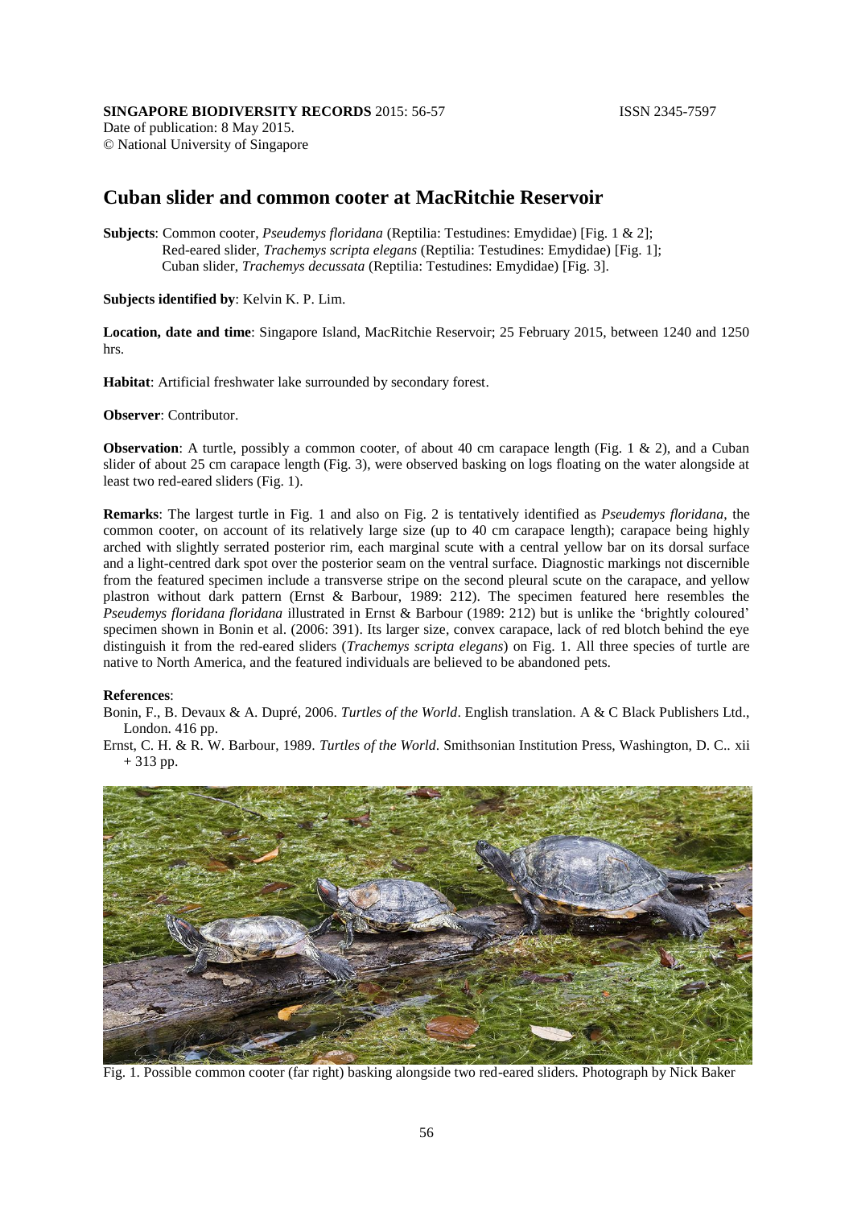SINGAPORE BIODIVERSITY RECORDS 2015: 56-57 ISSN 2345-7597
Date of publication: 8 May 2015.
© National University of Singapore

# Cuban slider and common cooter at MacRitchie Reservoir

**Subjects**: Common cooter, *Pseudemys floridana* (Reptilia: Testudines: Emydidae) [Fig. 1 & 2];
Red-eared slider, *Trachemys scripta elegans* (Reptilia: Testudines: Emydidae) [Fig. 1];
Cuban slider, *Trachemys decussata* (Reptilia: Testudines: Emydidae) [Fig. 3].

**Subjects identified by**: Kelvin K. P. Lim.

**Location, date and time**: Singapore Island, MacRitchie Reservoir; 25 February 2015, between 1240 and 1250 hrs.

**Habitat**: Artificial freshwater lake surrounded by secondary forest.

**Observer**: Contributor.

**Observation**: A turtle, possibly a common cooter, of about 40 cm carapace length (Fig. 1 & 2), and a Cuban slider of about 25 cm carapace length (Fig. 3), were observed basking on logs floating on the water alongside at least two red-eared sliders (Fig. 1).

**Remarks**: The largest turtle in Fig. 1 and also on Fig. 2 is tentatively identified as *Pseudemys floridana*, the common cooter, on account of its relatively large size (up to 40 cm carapace length); carapace being highly arched with slightly serrated posterior rim, each marginal scute with a central yellow bar on its dorsal surface and a light-centred dark spot over the posterior seam on the ventral surface. Diagnostic markings not discernible from the featured specimen include a transverse stripe on the second pleural scute on the carapace, and yellow plastron without dark pattern (Ernst & Barbour, 1989: 212). The specimen featured here resembles the *Pseudemys floridana floridana* illustrated in Ernst & Barbour (1989: 212) but is unlike the 'brightly coloured' specimen shown in Bonin et al. (2006: 391). Its larger size, convex carapace, lack of red blotch behind the eye distinguish it from the red-eared sliders (*Trachemys scripta elegans*) on Fig. 1. All three species of turtle are native to North America, and the featured individuals are believed to be abandoned pets.

**References**:

Bonin, F., B. Devaux & A. Dupré, 2006. *Turtles of the World*. English translation. A & C Black Publishers Ltd., London. 416 pp.

Ernst, C. H. & R. W. Barbour, 1989. *Turtles of the World*. Smithsonian Institution Press, Washington, D. C.. xii + 313 pp.

Fig. 1. Possible common cooter (far right) basking alongside two red-eared sliders. Photograph by Nick Baker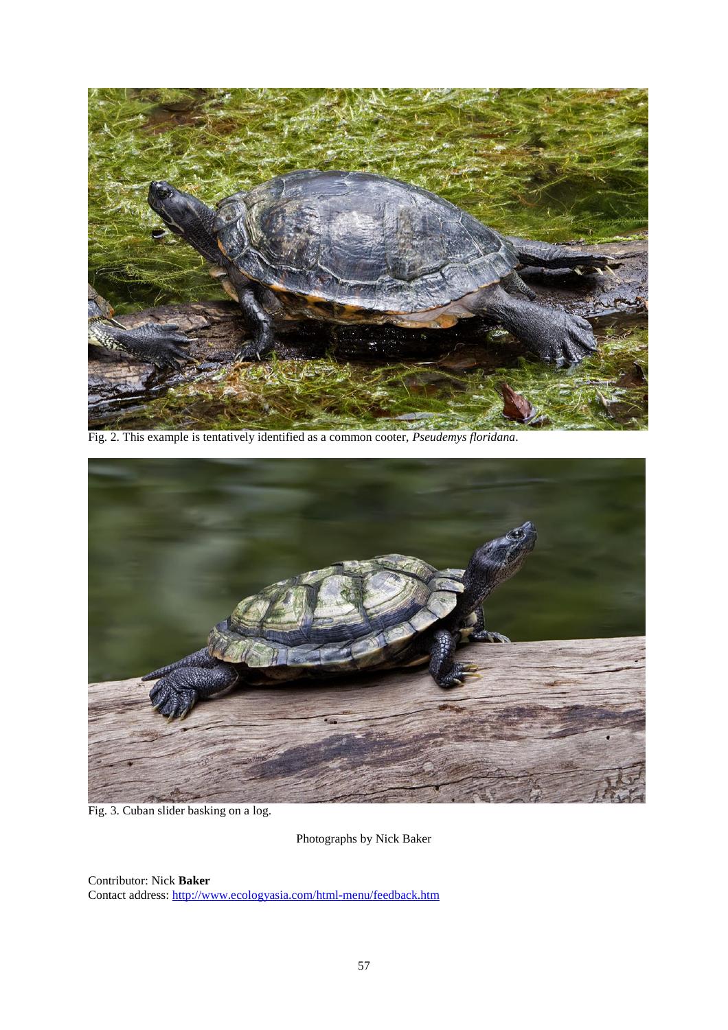Fig. 2. This example is tentatively identified as a common cooter, *Pseudemys floridana*.

Fig. 3. Cuban slider basking on a log.

Photographs by Nick Baker

Contributor: Nick **Baker**
Contact address: http://www.ecologyasia.com/html-menu/feedback.htm